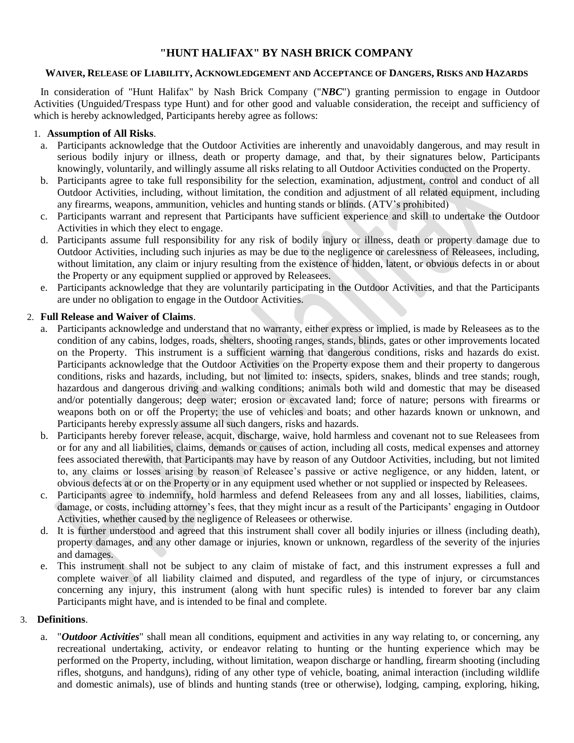# "HUNT HALIFAX" BY NASH BRICK COMPANY

## WAIVER, RELEASE OF LIABILITY, ACKNOWLEDGEMENT AND ACCEPTANCE OF DANGERS, RISKS AND HAZARDS

In consideration of "Hunt Halifax" by Nash Brick Company ("***NBC***") granting permission to engage in Outdoor Activities (Unguided/Trespass type Hunt) and for other good and valuable consideration, the receipt and sufficiency of which is hereby acknowledged, Participants hereby agree as follows:

1. **Assumption of All Risks**.
   a. Participants acknowledge that the Outdoor Activities are inherently and unavoidably dangerous, and may result in serious bodily injury or illness, death or property damage, and that, by their signatures below, Participants knowingly, voluntarily, and willingly assume all risks relating to all Outdoor Activities conducted on the Property.
   b. Participants agree to take full responsibility for the selection, examination, adjustment, control and conduct of all Outdoor Activities, including, without limitation, the condition and adjustment of all related equipment, including any firearms, weapons, ammunition, vehicles and hunting stands or blinds. (ATV's prohibited)
   c. Participants warrant and represent that Participants have sufficient experience and skill to undertake the Outdoor Activities in which they elect to engage.
   d. Participants assume full responsibility for any risk of bodily injury or illness, death or property damage due to Outdoor Activities, including such injuries as may be due to the negligence or carelessness of Releasees, including, without limitation, any claim or injury resulting from the existence of hidden, latent, or obvious defects in or about the Property or any equipment supplied or approved by Releasees.
   e. Participants acknowledge that they are voluntarily participating in the Outdoor Activities, and that the Participants are under no obligation to engage in the Outdoor Activities.

2. **Full Release and Waiver of Claims**.
   a. Participants acknowledge and understand that no warranty, either express or implied, is made by Releasees as to the condition of any cabins, lodges, roads, shelters, shooting ranges, stands, blinds, gates or other improvements located on the Property. This instrument is a sufficient warning that dangerous conditions, risks and hazards do exist. Participants acknowledge that the Outdoor Activities on the Property expose them and their property to dangerous conditions, risks and hazards, including, but not limited to: insects, spiders, snakes, blinds and tree stands; rough, hazardous and dangerous driving and walking conditions; animals both wild and domestic that may be diseased and/or potentially dangerous; deep water; erosion or excavated land; force of nature; persons with firearms or weapons both on or off the Property; the use of vehicles and boats; and other hazards known or unknown, and Participants hereby expressly assume all such dangers, risks and hazards.
   b. Participants hereby forever release, acquit, discharge, waive, hold harmless and covenant not to sue Releasees from or for any and all liabilities, claims, demands or causes of action, including all costs, medical expenses and attorney fees associated therewith, that Participants may have by reason of any Outdoor Activities, including, but not limited to, any claims or losses arising by reason of Releasee's passive or active negligence, or any hidden, latent, or obvious defects at or on the Property or in any equipment used whether or not supplied or inspected by Releasees.
   c. Participants agree to indemnify, hold harmless and defend Releasees from any and all losses, liabilities, claims, damage, or costs, including attorney's fees, that they might incur as a result of the Participants' engaging in Outdoor Activities, whether caused by the negligence of Releasees or otherwise.
   d. It is further understood and agreed that this instrument shall cover all bodily injuries or illness (including death), property damages, and any other damage or injuries, known or unknown, regardless of the severity of the injuries and damages.
   e. This instrument shall not be subject to any claim of mistake of fact, and this instrument expresses a full and complete waiver of all liability claimed and disputed, and regardless of the type of injury, or circumstances concerning any injury, this instrument (along with hunt specific rules) is intended to forever bar any claim Participants might have, and is intended to be final and complete.

3. **Definitions**.
   a. "***Outdoor Activities***" shall mean all conditions, equipment and activities in any way relating to, or concerning, any recreational undertaking, activity, or endeavor relating to hunting or the hunting experience which may be performed on the Property, including, without limitation, weapon discharge or handling, firearm shooting (including rifles, shotguns, and handguns), riding of any other type of vehicle, boating, animal interaction (including wildlife and domestic animals), use of blinds and hunting stands (tree or otherwise), lodging, camping, exploring, hiking,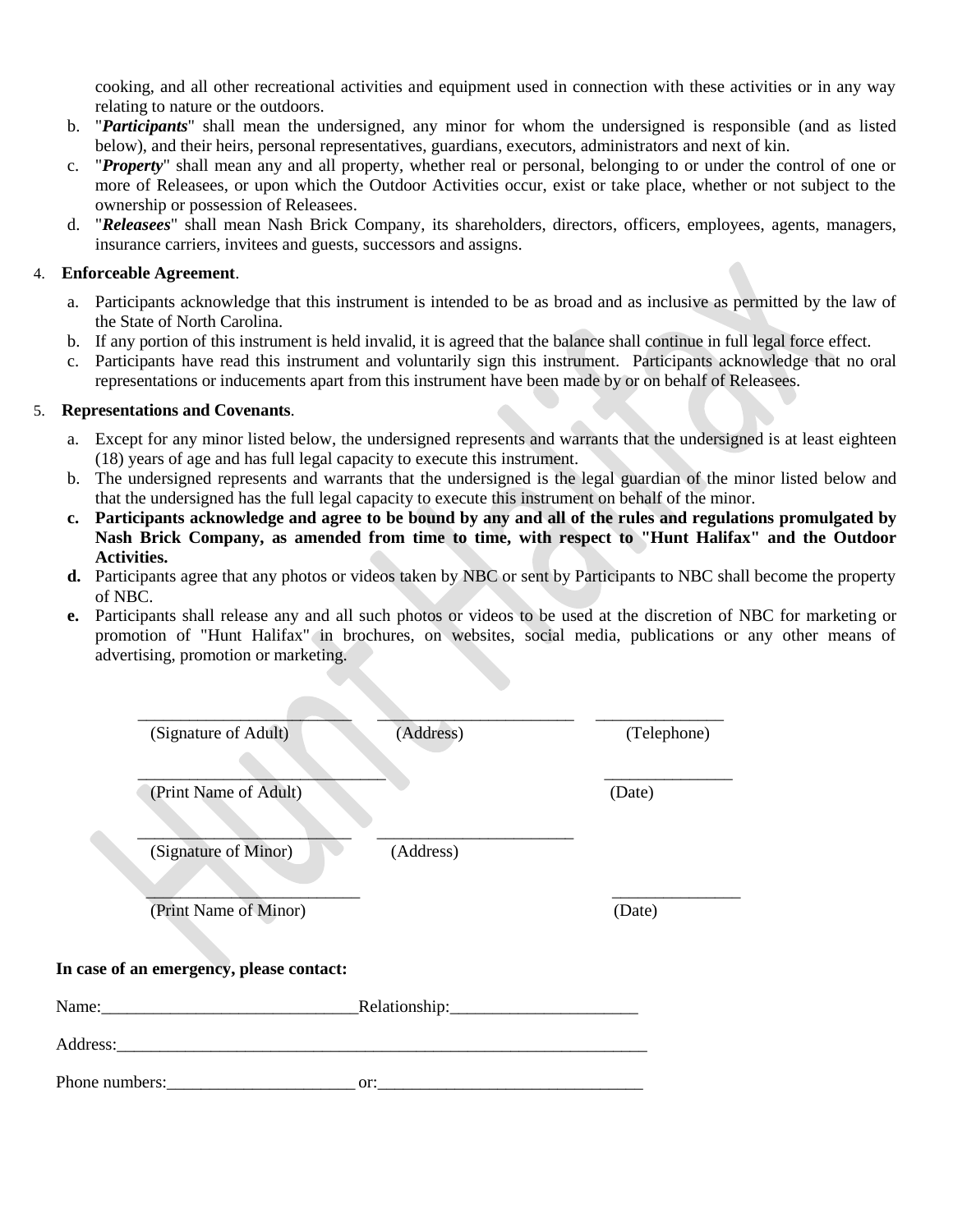cooking, and all other recreational activities and equipment used in connection with these activities or in any way relating to nature or the outdoors.

b. "***Participants***" shall mean the undersigned, any minor for whom the undersigned is responsible (and as listed below), and their heirs, personal representatives, guardians, executors, administrators and next of kin.

c. "***Property***" shall mean any and all property, whether real or personal, belonging to or under the control of one or more of Releasees, or upon which the Outdoor Activities occur, exist or take place, whether or not subject to the ownership or possession of Releasees.

d. "***Releasees***" shall mean Nash Brick Company, its shareholders, directors, officers, employees, agents, managers, insurance carriers, invitees and guests, successors and assigns.

4. **Enforceable Agreement**.

   a. Participants acknowledge that this instrument is intended to be as broad and as inclusive as permitted by the law of the State of North Carolina.
   b. If any portion of this instrument is held invalid, it is agreed that the balance shall continue in full legal force effect.
   c. Participants have read this instrument and voluntarily sign this instrument. Participants acknowledge that no oral representations or inducements apart from this instrument have been made by or on behalf of Releasees.

5. **Representations and Covenants**.

   a. Except for any minor listed below, the undersigned represents and warrants that the undersigned is at least eighteen (18) years of age and has full legal capacity to execute this instrument.
   b. The undersigned represents and warrants that the undersigned is the legal guardian of the minor listed below and that the undersigned has the full legal capacity to execute this instrument on behalf of the minor.
   c. **Participants acknowledge and agree to be bound by any and all of the rules and regulations promulgated by Nash Brick Company, as amended from time to time, with respect to "Hunt Halifax" and the Outdoor Activities.**
   d. Participants agree that any photos or videos taken by NBC or sent by Participants to NBC shall become the property of NBC.
   e. Participants shall release any and all such photos or videos to be used at the discretion of NBC for marketing or promotion of "Hunt Halifax" in brochures, on websites, social media, publications or any other means of advertising, promotion or marketing.

\_\_\_\_\_\_\_\_\_\_\_\_\_\_\_\_\_\_\_\_\_\_\_\_\_\_ \_\_\_\_\_\_\_\_\_\_\_\_\_\_\_\_\_\_\_\_\_\_\_\_\_\_ \_\_\_\_\_\_\_\_\_\_\_\_\_\_\_\_
(Signature of Adult) (Address) (Telephone)

\_\_\_\_\_\_\_\_\_\_\_\_\_\_\_\_\_\_\_\_\_\_\_\_\_\_\_\_\_\_ \_\_\_\_\_\_\_\_\_\_\_\_\_\_\_\_
(Print Name of Adult) (Date)

\_\_\_\_\_\_\_\_\_\_\_\_\_\_\_\_\_\_\_\_\_\_\_\_\_\_ \_\_\_\_\_\_\_\_\_\_\_\_\_\_\_\_\_\_\_\_\_\_\_\_\_\_
(Signature of Minor) (Address)

\_\_\_\_\_\_\_\_\_\_\_\_\_\_\_\_\_\_\_\_\_\_\_\_\_\_ \_\_\_\_\_\_\_\_\_\_\_\_\_\_\_\_
(Print Name of Minor) (Date)

**In case of an emergency, please contact:**

Name:\_\_\_\_\_\_\_\_\_\_\_\_\_\_\_\_\_\_\_\_\_\_\_\_\_\_\_\_\_\_Relationship:\_\_\_\_\_\_\_\_\_\_\_\_\_\_\_\_\_\_\_\_\_\_

Address:\_\_\_\_\_\_\_\_\_\_\_\_\_\_\_\_\_\_\_\_\_\_\_\_\_\_\_\_\_\_\_\_\_\_\_\_\_\_\_\_\_\_\_\_\_\_\_\_\_\_\_\_\_\_\_\_\_\_\_\_\_\_\_\_

Phone numbers:\_\_\_\_\_\_\_\_\_\_\_\_\_\_\_\_\_\_\_\_\_\_ or:\_\_\_\_\_\_\_\_\_\_\_\_\_\_\_\_\_\_\_\_\_\_\_\_\_\_\_\_\_\_\_